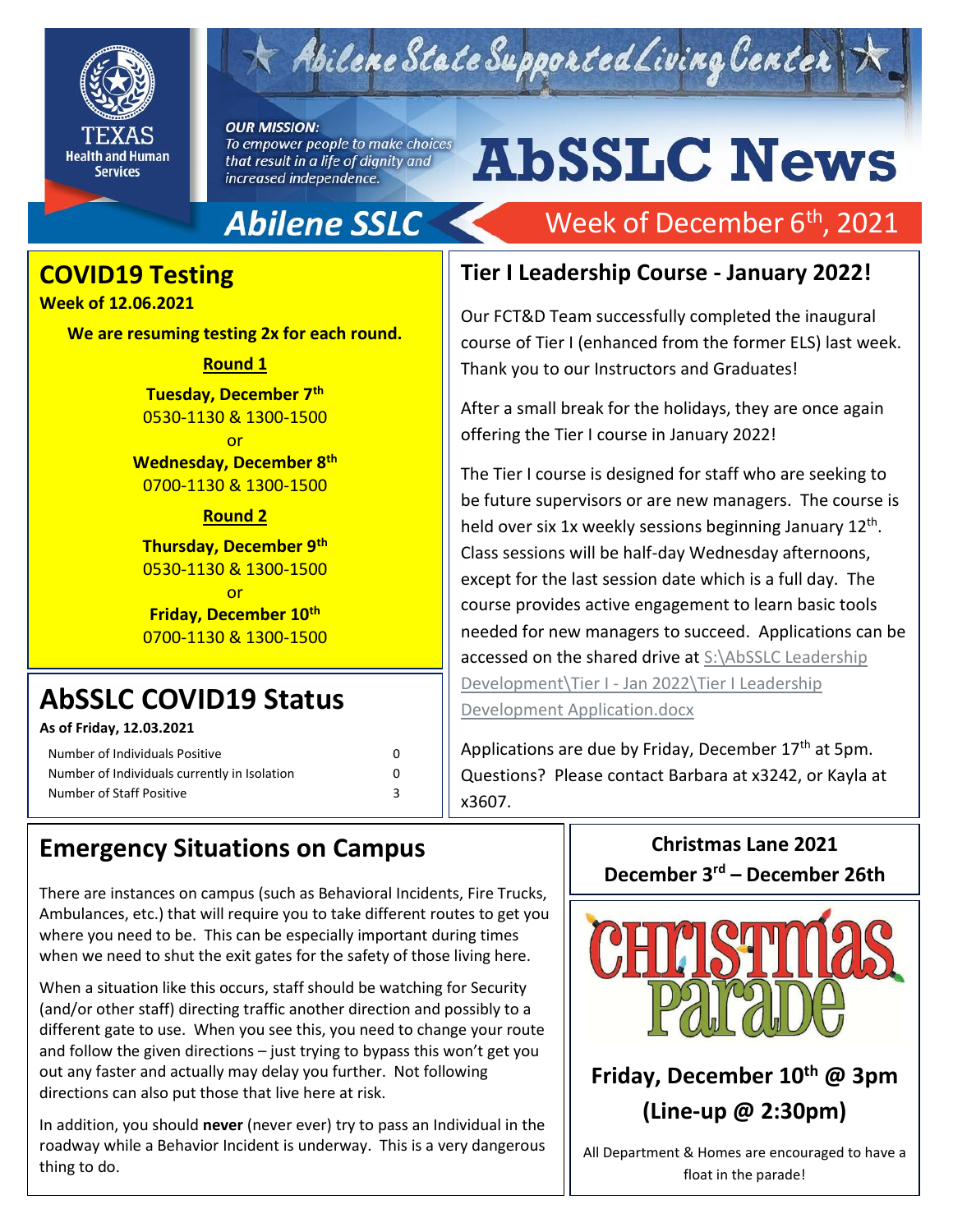# AbSSLC News

Abilene State Supported Living Center

**OUR MISSION:**
*To empower people to make choices that result in a life of dignity and increased independence.*

## Abilene SSLC — Week of December 6th, 2021

## COVID19 Testing

**Week of 12.06.2021**

**We are resuming testing 2x for each round.**

**Round 1**

**Tuesday, December 7th**
0530-1130 & 1300-1500
or
**Wednesday, December 8th**
0700-1130 & 1300-1500

**Round 2**

**Thursday, December 9th**
0530-1130 & 1300-1500
or
**Friday, December 10th**
0700-1130 & 1300-1500

## AbSSLC COVID19 Status

**As of Friday, 12.03.2021**

| | |
|---|---|
| Number of Individuals Positive | 0 |
| Number of Individuals currently in Isolation | 0 |
| Number of Staff Positive | 3 |

## Tier I Leadership Course - January 2022!

Our FCT&D Team successfully completed the inaugural course of Tier I (enhanced from the former ELS) last week. Thank you to our Instructors and Graduates!

After a small break for the holidays, they are once again offering the Tier I course in January 2022!

The Tier I course is designed for staff who are seeking to be future supervisors or are new managers. The course is held over six 1x weekly sessions beginning January 12th. Class sessions will be half-day Wednesday afternoons, except for the last session date which is a full day. The course provides active engagement to learn basic tools needed for new managers to succeed. Applications can be accessed on the shared drive at S:\AbSSLC Leadership Development\Tier I - Jan 2022\Tier I Leadership Development Application.docx

Applications are due by Friday, December 17th at 5pm. Questions? Please contact Barbara at x3242, or Kayla at x3607.

## Emergency Situations on Campus

There are instances on campus (such as Behavioral Incidents, Fire Trucks, Ambulances, etc.) that will require you to take different routes to get you where you need to be. This can be especially important during times when we need to shut the exit gates for the safety of those living here.

When a situation like this occurs, staff should be watching for Security (and/or other staff) directing traffic another direction and possibly to a different gate to use. When you see this, you need to change your route and follow the given directions – just trying to bypass this won't get you out any faster and actually may delay you further. Not following directions can also put those that live here at risk.

In addition, you should **never** (never ever) try to pass an Individual in the roadway while a Behavior Incident is underway. This is a very dangerous thing to do.

## Christmas Lane 2021

**December 3rd – December 26th**

Christmas Parade

**Friday, December 10th @ 3pm**
**(Line-up @ 2:30pm)**

All Department & Homes are encouraged to have a float in the parade!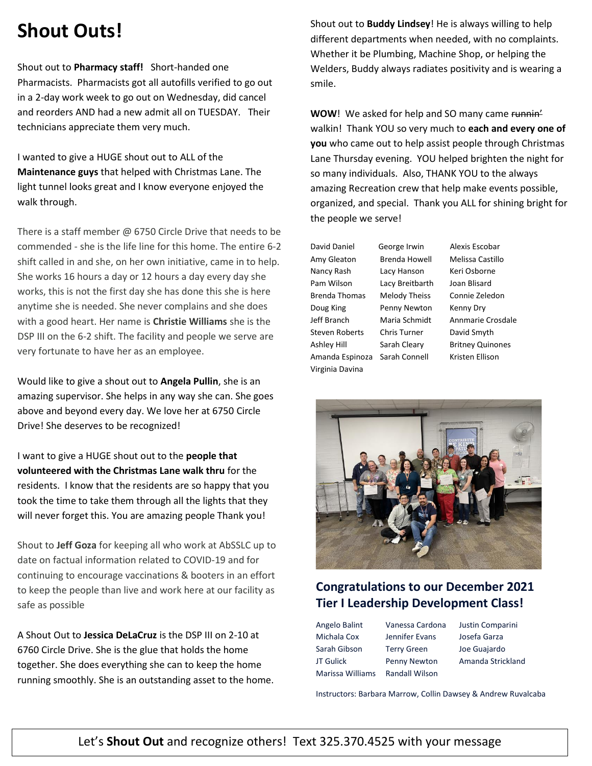# Shout Outs!

Shout out to **Pharmacy staff!** Short-handed one Pharmacists. Pharmacists got all autofills verified to go out in a 2-day work week to go out on Wednesday, did cancel and reorders AND had a new admit all on TUESDAY. Their technicians appreciate them very much.

I wanted to give a HUGE shout out to ALL of the **Maintenance guys** that helped with Christmas Lane. The light tunnel looks great and I know everyone enjoyed the walk through.

There is a staff member @ 6750 Circle Drive that needs to be commended - she is the life line for this home. The entire 6-2 shift called in and she, on her own initiative, came in to help. She works 16 hours a day or 12 hours a day every day she works, this is not the first day she has done this she is here anytime she is needed. She never complains and she does with a good heart. Her name is **Christie Williams** she is the DSP III on the 6-2 shift. The facility and people we serve are very fortunate to have her as an employee.

Would like to give a shout out to **Angela Pullin**, she is an amazing supervisor. She helps in any way she can. She goes above and beyond every day. We love her at 6750 Circle Drive! She deserves to be recognized!

I want to give a HUGE shout out to the **people that volunteered with the Christmas Lane walk thru** for the residents. I know that the residents are so happy that you took the time to take them through all the lights that they will never forget this. You are amazing people Thank you!

Shout to **Jeff Goza** for keeping all who work at AbSSLC up to date on factual information related to COVID-19 and for continuing to encourage vaccinations & booters in an effort to keep the people than live and work here at our facility as safe as possible

A Shout Out to **Jessica DeLaCruz** is the DSP III on 2-10 at 6760 Circle Drive. She is the glue that holds the home together. She does everything she can to keep the home running smoothly. She is an outstanding asset to the home.

Shout out to **Buddy Lindsey**! He is always willing to help different departments when needed, with no complaints. Whether it be Plumbing, Machine Shop, or helping the Welders, Buddy always radiates positivity and is wearing a smile.

**WOW**! We asked for help and SO many came ~~runnin'~~ walkin! Thank YOU so very much to **each and every one of you** who came out to help assist people through Christmas Lane Thursday evening. YOU helped brighten the night for so many individuals. Also, THANK YOU to the always amazing Recreation crew that help make events possible, organized, and special. Thank you ALL for shining bright for the people we serve!

| | | |
|---|---|---|
| David Daniel | George Irwin | Alexis Escobar |
| Amy Gleaton | Brenda Howell | Melissa Castillo |
| Nancy Rash | Lacy Hanson | Keri Osborne |
| Pam Wilson | Lacy Breitbarth | Joan Blisard |
| Brenda Thomas | Melody Theiss | Connie Zeledon |
| Doug King | Penny Newton | Kenny Dry |
| Jeff Branch | Maria Schmidt | Annmarie Crosdale |
| Steven Roberts | Chris Turner | David Smyth |
| Ashley Hill | Sarah Cleary | Britney Quinones |
| Amanda Espinoza | Sarah Connell | Kristen Ellison |
| Virginia Davina | | |

## Congratulations to our December 2021 Tier I Leadership Development Class!

| | | |
|---|---|---|
| Angelo Balint | Vanessa Cardona | Justin Comparini |
| Michala Cox | Jennifer Evans | Josefa Garza |
| Sarah Gibson | Terry Green | Joe Guajardo |
| JT Gulick | Penny Newton | Amanda Strickland |
| Marissa Williams | Randall Wilson | |

Instructors: Barbara Marrow, Collin Dawsey & Andrew Ruvalcaba

Let's **Shout Out** and recognize others! Text 325.370.4525 with your message